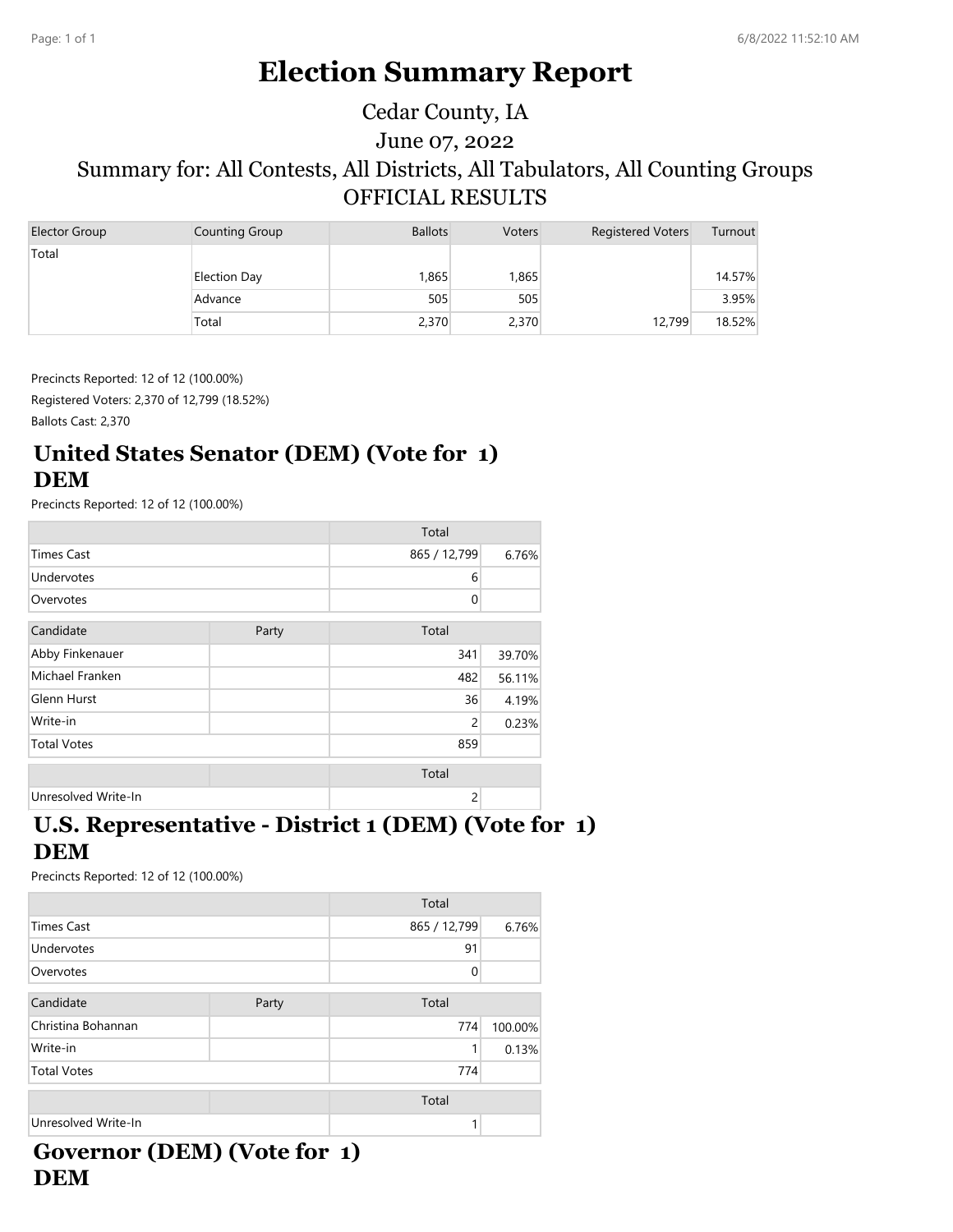# Election Summary Report

Cedar County, IA

June 07, 2022

Summary for: All Contests, All Districts, All Tabulators, All Counting Groups

OFFICIAL RESULTS

| Elector Group | Counting Group | Ballots | Voters | Registered Voters | Turnout |
|---|---|---|---|---|---|
| Total | | | | | |
| | Election Day | 1,865 | 1,865 | | 14.57% |
| | Advance | 505 | 505 | | 3.95% |
| | Total | 2,370 | 2,370 | 12,799 | 18.52% |

Precincts Reported: 12 of 12 (100.00%)

Registered Voters: 2,370 of 12,799 (18.52%)

Ballots Cast: 2,370

## United States Senator (DEM) (Vote for 1) DEM

Precincts Reported: 12 of 12 (100.00%)

| | Total | |
|---|---|---|
| Times Cast | 865 / 12,799 | 6.76% |
| Undervotes | 6 | |
| Overvotes | 0 | |

| Candidate | Party | Total | |
|---|---|---|---|
| Abby Finkenauer | | 341 | 39.70% |
| Michael Franken | | 482 | 56.11% |
| Glenn Hurst | | 36 | 4.19% |
| Write-in | | 2 | 0.23% |
| Total Votes | | 859 | |

| | | Total | |
|---|---|---|---|
| Unresolved Write-In | | 2 | |

## U.S. Representative - District 1 (DEM) (Vote for 1) DEM

Precincts Reported: 12 of 12 (100.00%)

| | Total | |
|---|---|---|
| Times Cast | 865 / 12,799 | 6.76% |
| Undervotes | 91 | |
| Overvotes | 0 | |

| Candidate | Party | Total | |
|---|---|---|---|
| Christina Bohannan | | 774 | 100.00% |
| Write-in | | 1 | 0.13% |
| Total Votes | | 774 | |

| | | Total | |
|---|---|---|---|
| Unresolved Write-In | | 1 | |

## Governor (DEM) (Vote for 1) DEM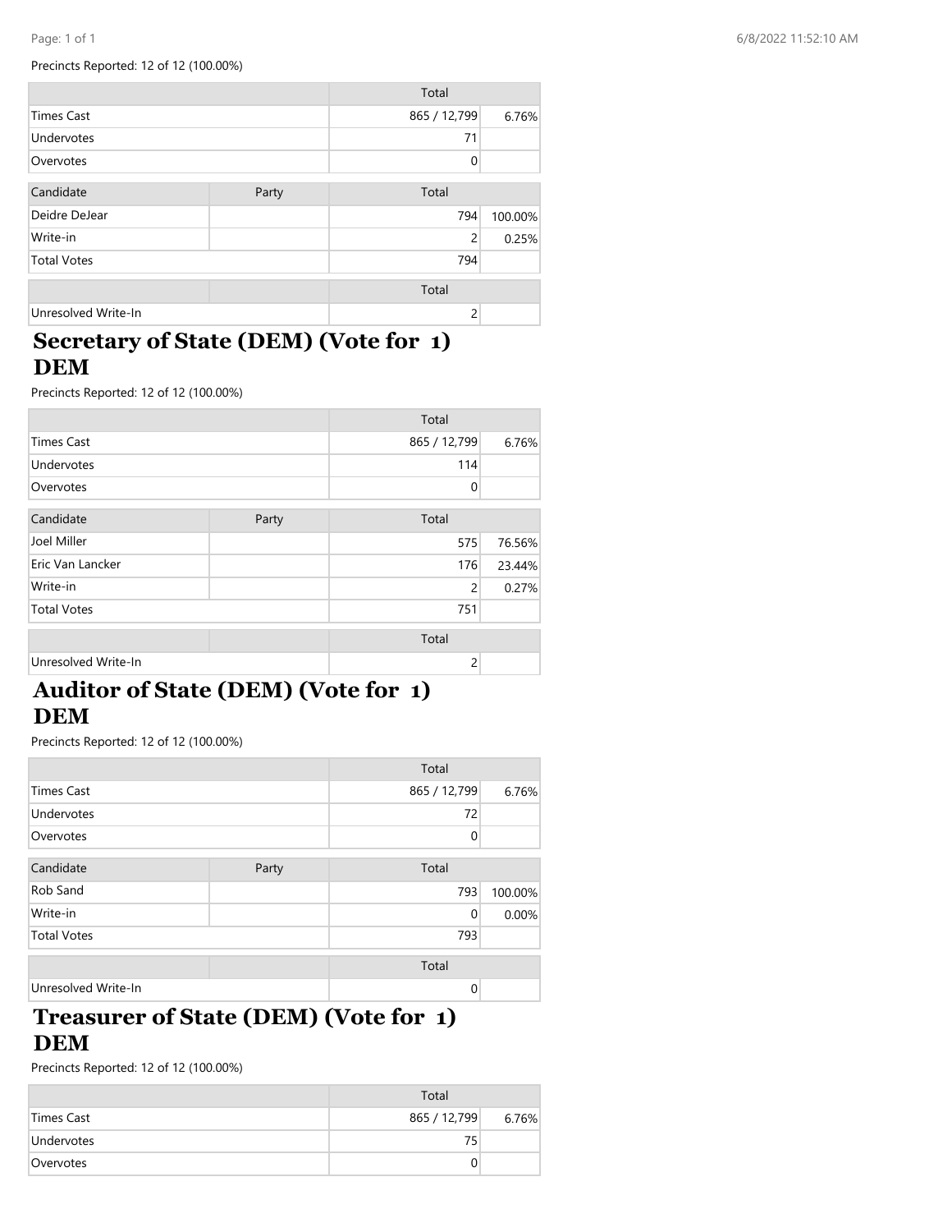Precincts Reported: 12 of 12 (100.00%)

| | Total | |
|---|---|---|
| Times Cast | 865 / 12,799 | 6.76% |
| Undervotes | 71 | |
| Overvotes | 0 | |

| Candidate | Party | Total | |
|---|---|---|---|
| Deidre DeJear | | 794 | 100.00% |
| Write-in | | 2 | 0.25% |
| Total Votes | | 794 | |

| | | Total | |
|---|---|---|---|
| Unresolved Write-In | | 2 | |

## Secretary of State (DEM) (Vote for 1) DEM

Precincts Reported: 12 of 12 (100.00%)

| | Total | |
|---|---|---|
| Times Cast | 865 / 12,799 | 6.76% |
| Undervotes | 114 | |
| Overvotes | 0 | |

| Candidate | Party | Total | |
|---|---|---|---|
| Joel Miller | | 575 | 76.56% |
| Eric Van Lancker | | 176 | 23.44% |
| Write-in | | 2 | 0.27% |
| Total Votes | | 751 | |

| | | Total | |
|---|---|---|---|
| Unresolved Write-In | | 2 | |

## Auditor of State (DEM) (Vote for 1) DEM

Precincts Reported: 12 of 12 (100.00%)

| | Total | |
|---|---|---|
| Times Cast | 865 / 12,799 | 6.76% |
| Undervotes | 72 | |
| Overvotes | 0 | |

| Candidate | Party | Total | |
|---|---|---|---|
| Rob Sand | | 793 | 100.00% |
| Write-in | | 0 | 0.00% |
| Total Votes | | 793 | |

| | | Total | |
|---|---|---|---|
| Unresolved Write-In | | 0 | |

## Treasurer of State (DEM) (Vote for 1) DEM

Precincts Reported: 12 of 12 (100.00%)

| | Total | |
|---|---|---|
| Times Cast | 865 / 12,799 | 6.76% |
| Undervotes | 75 | |
| Overvotes | 0 | |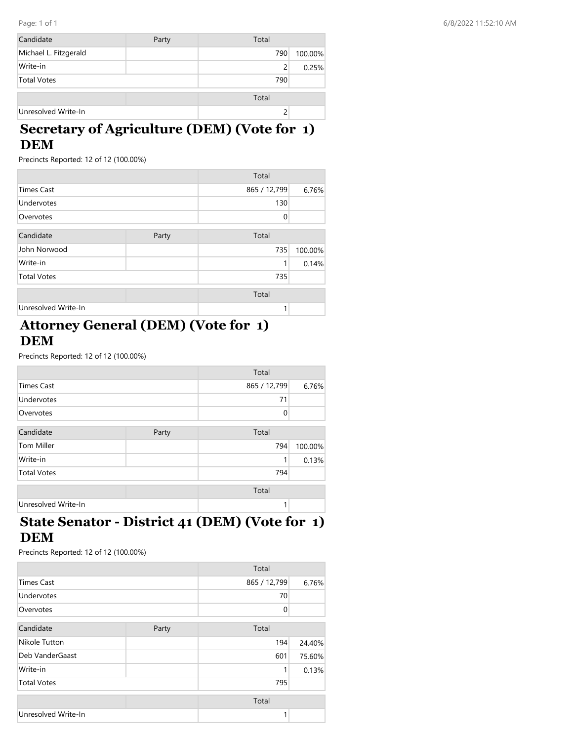| Candidate | Party | Total | |
|---|---|---|---|
| Michael L. Fitzgerald | | 790 | 100.00% |
| Write-in | | 2 | 0.25% |
| Total Votes | | 790 | |

| | | Total | |
|---|---|---|---|
| Unresolved Write-In | | 2 | |

## Secretary of Agriculture (DEM) (Vote for 1) DEM

Precincts Reported: 12 of 12 (100.00%)

| | Total | |
|---|---|---|
| Times Cast | 865 / 12,799 | 6.76% |
| Undervotes | 130 | |
| Overvotes | 0 | |

| Candidate | Party | Total | |
|---|---|---|---|
| John Norwood | | 735 | 100.00% |
| Write-in | | 1 | 0.14% |
| Total Votes | | 735 | |

| | | Total | |
|---|---|---|---|
| Unresolved Write-In | | 1 | |

## Attorney General (DEM) (Vote for 1) DEM

Precincts Reported: 12 of 12 (100.00%)

| | Total | |
|---|---|---|
| Times Cast | 865 / 12,799 | 6.76% |
| Undervotes | 71 | |
| Overvotes | 0 | |

| Candidate | Party | Total | |
|---|---|---|---|
| Tom Miller | | 794 | 100.00% |
| Write-in | | 1 | 0.13% |
| Total Votes | | 794 | |

| | | Total | |
|---|---|---|---|
| Unresolved Write-In | | 1 | |

## State Senator - District 41 (DEM) (Vote for 1) DEM

Precincts Reported: 12 of 12 (100.00%)

| | Total | |
|---|---|---|
| Times Cast | 865 / 12,799 | 6.76% |
| Undervotes | 70 | |
| Overvotes | 0 | |

| Candidate | Party | Total | |
|---|---|---|---|
| Nikole Tutton | | 194 | 24.40% |
| Deb VanderGaast | | 601 | 75.60% |
| Write-in | | 1 | 0.13% |
| Total Votes | | 795 | |

| | | Total | |
|---|---|---|---|
| Unresolved Write-In | | 1 | |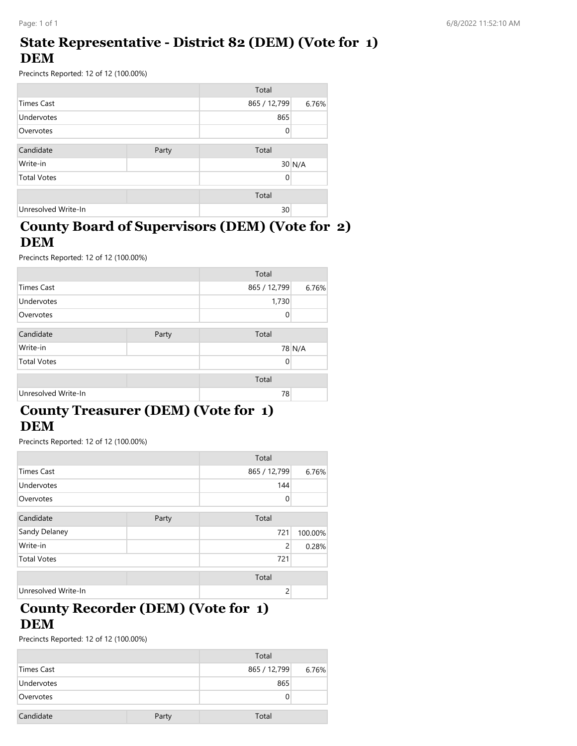## State Representative - District 82 (DEM) (Vote for 1) DEM

Precincts Reported: 12 of 12 (100.00%)

| | | Total | |
|---|---|---|---|
| Times Cast | | 865 / 12,799 | 6.76% |
| Undervotes | | 865 | |
| Overvotes | | 0 | |

| Candidate | Party | Total | |
|---|---|---|---|
| Write-in | | 30 | N/A |
| Total Votes | | 0 | |

| | | Total | |
|---|---|---|---|
| Unresolved Write-In | | 30 | |

## County Board of Supervisors (DEM) (Vote for 2) DEM

Precincts Reported: 12 of 12 (100.00%)

| | | Total | |
|---|---|---|---|
| Times Cast | | 865 / 12,799 | 6.76% |
| Undervotes | | 1,730 | |
| Overvotes | | 0 | |

| Candidate | Party | Total | |
|---|---|---|---|
| Write-in | | 78 | N/A |
| Total Votes | | 0 | |

| | | Total | |
|---|---|---|---|
| Unresolved Write-In | | 78 | |

## County Treasurer (DEM) (Vote for 1) DEM

Precincts Reported: 12 of 12 (100.00%)

| | | Total | |
|---|---|---|---|
| Times Cast | | 865 / 12,799 | 6.76% |
| Undervotes | | 144 | |
| Overvotes | | 0 | |

| Candidate | Party | Total | |
|---|---|---|---|
| Sandy Delaney | | 721 | 100.00% |
| Write-in | | 2 | 0.28% |
| Total Votes | | 721 | |

| | | Total | |
|---|---|---|---|
| Unresolved Write-In | | 2 | |

## County Recorder (DEM) (Vote for 1) DEM

Precincts Reported: 12 of 12 (100.00%)

| | | Total | |
|---|---|---|---|
| Times Cast | | 865 / 12,799 | 6.76% |
| Undervotes | | 865 | |
| Overvotes | | 0 | |

| Candidate | Party | Total | |
|---|---|---|---|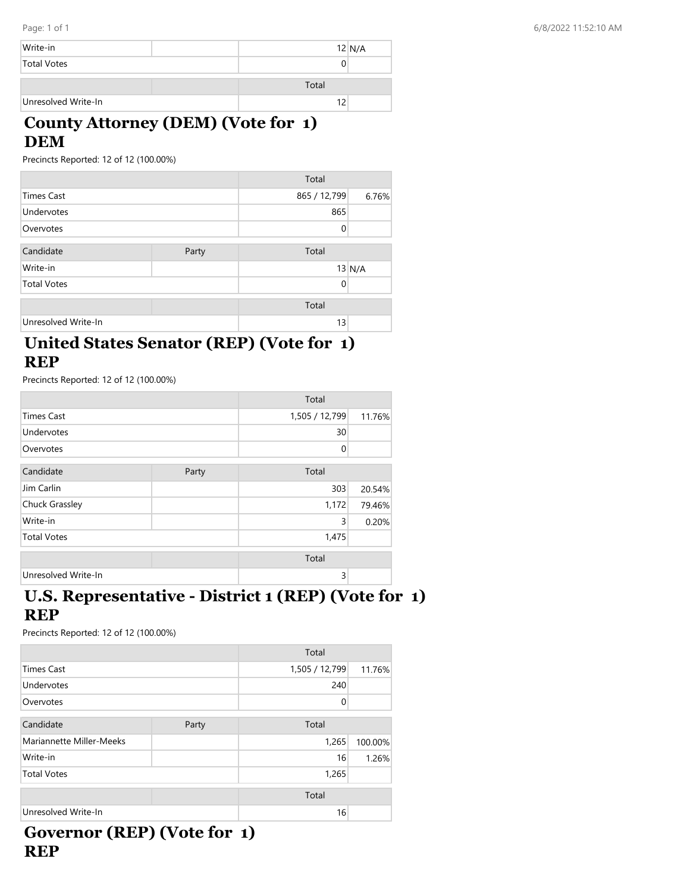| | | | |
|---|---|---|---|
| Write-in | | 12 | N/A |
| Total Votes | | 0 | |

| | | Total | |
|---|---|---|---|
| Unresolved Write-In | | 12 | |

## County Attorney (DEM) (Vote for 1) DEM

Precincts Reported: 12 of 12 (100.00%)

| | | Total | |
|---|---|---|---|
| Times Cast | | 865 / 12,799 | 6.76% |
| Undervotes | | 865 | |
| Overvotes | | 0 | |

| Candidate | Party | Total | |
|---|---|---|---|
| Write-in | | 13 | N/A |
| Total Votes | | 0 | |

| | | Total | |
|---|---|---|---|
| Unresolved Write-In | | 13 | |

## United States Senator (REP) (Vote for 1) REP

Precincts Reported: 12 of 12 (100.00%)

| | | Total | |
|---|---|---|---|
| Times Cast | | 1,505 / 12,799 | 11.76% |
| Undervotes | | 30 | |
| Overvotes | | 0 | |

| Candidate | Party | Total | |
|---|---|---|---|
| Jim Carlin | | 303 | 20.54% |
| Chuck Grassley | | 1,172 | 79.46% |
| Write-in | | 3 | 0.20% |
| Total Votes | | 1,475 | |

| | | Total | |
|---|---|---|---|
| Unresolved Write-In | | 3 | |

## U.S. Representative - District 1 (REP) (Vote for 1) REP

Precincts Reported: 12 of 12 (100.00%)

| | | Total | |
|---|---|---|---|
| Times Cast | | 1,505 / 12,799 | 11.76% |
| Undervotes | | 240 | |
| Overvotes | | 0 | |

| Candidate | Party | Total | |
|---|---|---|---|
| Mariannette Miller-Meeks | | 1,265 | 100.00% |
| Write-in | | 16 | 1.26% |
| Total Votes | | 1,265 | |

| | | Total | |
|---|---|---|---|
| Unresolved Write-In | | 16 | |

## Governor (REP) (Vote for 1) REP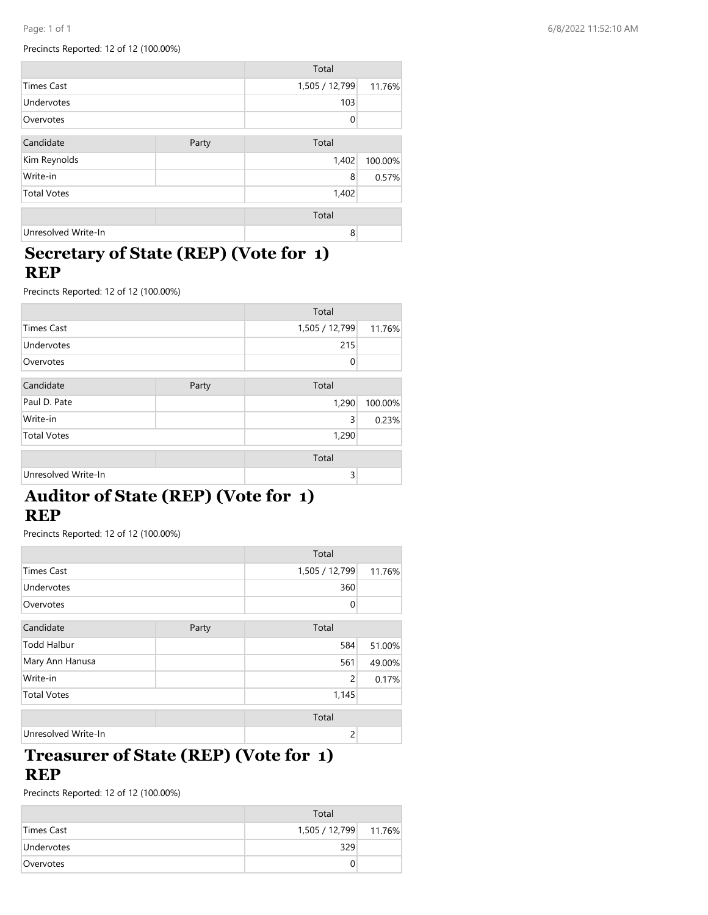Precincts Reported: 12 of 12 (100.00%)

| | | Total | |
|---|---|---|---|
| Times Cast | | 1,505 / 12,799 | 11.76% |
| Undervotes | | 103 | |
| Overvotes | | 0 | |

| Candidate | Party | Total | |
|---|---|---|---|
| Kim Reynolds | | 1,402 | 100.00% |
| Write-in | | 8 | 0.57% |
| Total Votes | | 1,402 | |

| | | Total | |
|---|---|---|---|
| Unresolved Write-In | | 8 | |

## Secretary of State (REP) (Vote for 1) REP

Precincts Reported: 12 of 12 (100.00%)

| | | Total | |
|---|---|---|---|
| Times Cast | | 1,505 / 12,799 | 11.76% |
| Undervotes | | 215 | |
| Overvotes | | 0 | |

| Candidate | Party | Total | |
|---|---|---|---|
| Paul D. Pate | | 1,290 | 100.00% |
| Write-in | | 3 | 0.23% |
| Total Votes | | 1,290 | |

| | | Total | |
|---|---|---|---|
| Unresolved Write-In | | 3 | |

## Auditor of State (REP) (Vote for 1) REP

Precincts Reported: 12 of 12 (100.00%)

| | | Total | |
|---|---|---|---|
| Times Cast | | 1,505 / 12,799 | 11.76% |
| Undervotes | | 360 | |
| Overvotes | | 0 | |

| Candidate | Party | Total | |
|---|---|---|---|
| Todd Halbur | | 584 | 51.00% |
| Mary Ann Hanusa | | 561 | 49.00% |
| Write-in | | 2 | 0.17% |
| Total Votes | | 1,145 | |

| | | Total | |
|---|---|---|---|
| Unresolved Write-In | | 2 | |

## Treasurer of State (REP) (Vote for 1) REP

Precincts Reported: 12 of 12 (100.00%)

| | | Total | |
|---|---|---|---|
| Times Cast | | 1,505 / 12,799 | 11.76% |
| Undervotes | | 329 | |
| Overvotes | | 0 | |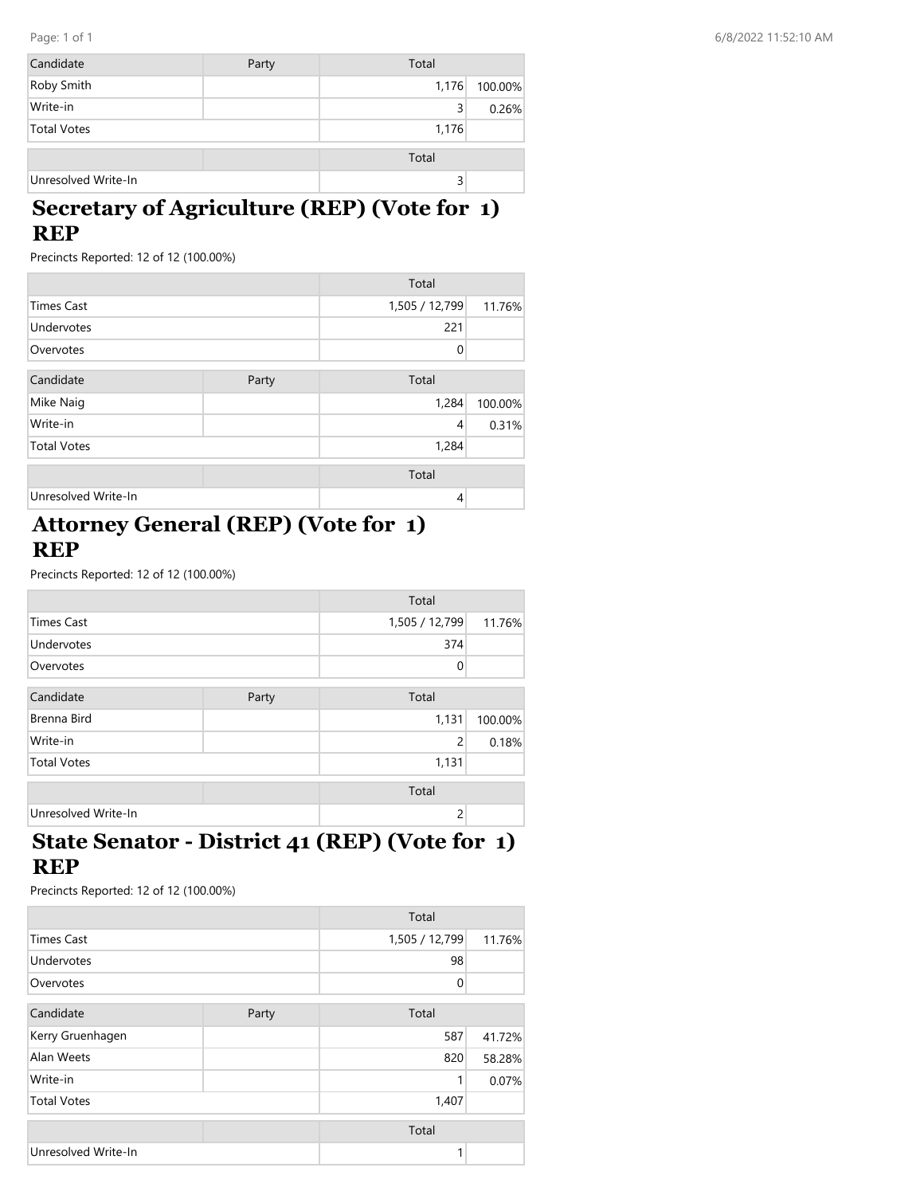| Candidate | Party | Total | |
|---|---|---|---|
| Roby Smith | | 1,176 | 100.00% |
| Write-in | | 3 | 0.26% |
| Total Votes | | 1,176 | |

| | | Total | |
|---|---|---|---|
| Unresolved Write-In | | 3 | |

## Secretary of Agriculture (REP) (Vote for 1) REP

Precincts Reported: 12 of 12 (100.00%)

| | | Total | |
|---|---|---|---|
| Times Cast | | 1,505 / 12,799 | 11.76% |
| Undervotes | | 221 | |
| Overvotes | | 0 | |

| Candidate | Party | Total | |
|---|---|---|---|
| Mike Naig | | 1,284 | 100.00% |
| Write-in | | 4 | 0.31% |
| Total Votes | | 1,284 | |

| | | Total | |
|---|---|---|---|
| Unresolved Write-In | | 4 | |

## Attorney General (REP) (Vote for 1) REP

Precincts Reported: 12 of 12 (100.00%)

| | | Total | |
|---|---|---|---|
| Times Cast | | 1,505 / 12,799 | 11.76% |
| Undervotes | | 374 | |
| Overvotes | | 0 | |

| Candidate | Party | Total | |
|---|---|---|---|
| Brenna Bird | | 1,131 | 100.00% |
| Write-in | | 2 | 0.18% |
| Total Votes | | 1,131 | |

| | | Total | |
|---|---|---|---|
| Unresolved Write-In | | 2 | |

## State Senator - District 41 (REP) (Vote for 1) REP

Precincts Reported: 12 of 12 (100.00%)

| | | Total | |
|---|---|---|---|
| Times Cast | | 1,505 / 12,799 | 11.76% |
| Undervotes | | 98 | |
| Overvotes | | 0 | |

| Candidate | Party | Total | |
|---|---|---|---|
| Kerry Gruenhagen | | 587 | 41.72% |
| Alan Weets | | 820 | 58.28% |
| Write-in | | 1 | 0.07% |
| Total Votes | | 1,407 | |

| | | Total | |
|---|---|---|---|
| Unresolved Write-In | | 1 | |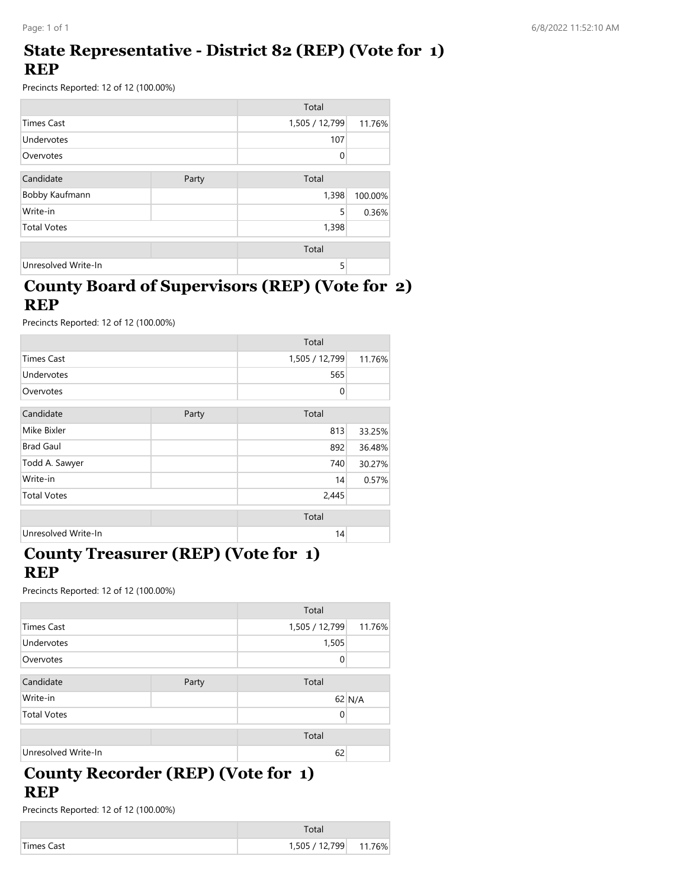# State Representative - District 82 (REP) (Vote for 1) REP

Precincts Reported: 12 of 12 (100.00%)

| | | Total | |
|---|---|---|---|
| Times Cast | | 1,505 / 12,799 | 11.76% |
| Undervotes | | 107 | |
| Overvotes | | 0 | |

| Candidate | Party | Total | |
|---|---|---|---|
| Bobby Kaufmann | | 1,398 | 100.00% |
| Write-in | | 5 | 0.36% |
| Total Votes | | 1,398 | |

| | | Total |
|---|---|---|
| Unresolved Write-In | | 5 |

# County Board of Supervisors (REP) (Vote for 2) REP

Precincts Reported: 12 of 12 (100.00%)

| | | Total | |
|---|---|---|---|
| Times Cast | | 1,505 / 12,799 | 11.76% |
| Undervotes | | 565 | |
| Overvotes | | 0 | |

| Candidate | Party | Total | |
|---|---|---|---|
| Mike Bixler | | 813 | 33.25% |
| Brad Gaul | | 892 | 36.48% |
| Todd A. Sawyer | | 740 | 30.27% |
| Write-in | | 14 | 0.57% |
| Total Votes | | 2,445 | |

| | | Total |
|---|---|---|
| Unresolved Write-In | | 14 |

# County Treasurer (REP) (Vote for 1) REP

Precincts Reported: 12 of 12 (100.00%)

| | | Total | |
|---|---|---|---|
| Times Cast | | 1,505 / 12,799 | 11.76% |
| Undervotes | | 1,505 | |
| Overvotes | | 0 | |

| Candidate | Party | Total | |
|---|---|---|---|
| Write-in | | 62 | N/A |
| Total Votes | | 0 | |

| | | Total |
|---|---|---|
| Unresolved Write-In | | 62 |

# County Recorder (REP) (Vote for 1) REP

Precincts Reported: 12 of 12 (100.00%)

| | | Total | |
|---|---|---|---|
| Times Cast | | 1,505 / 12,799 | 11.76% |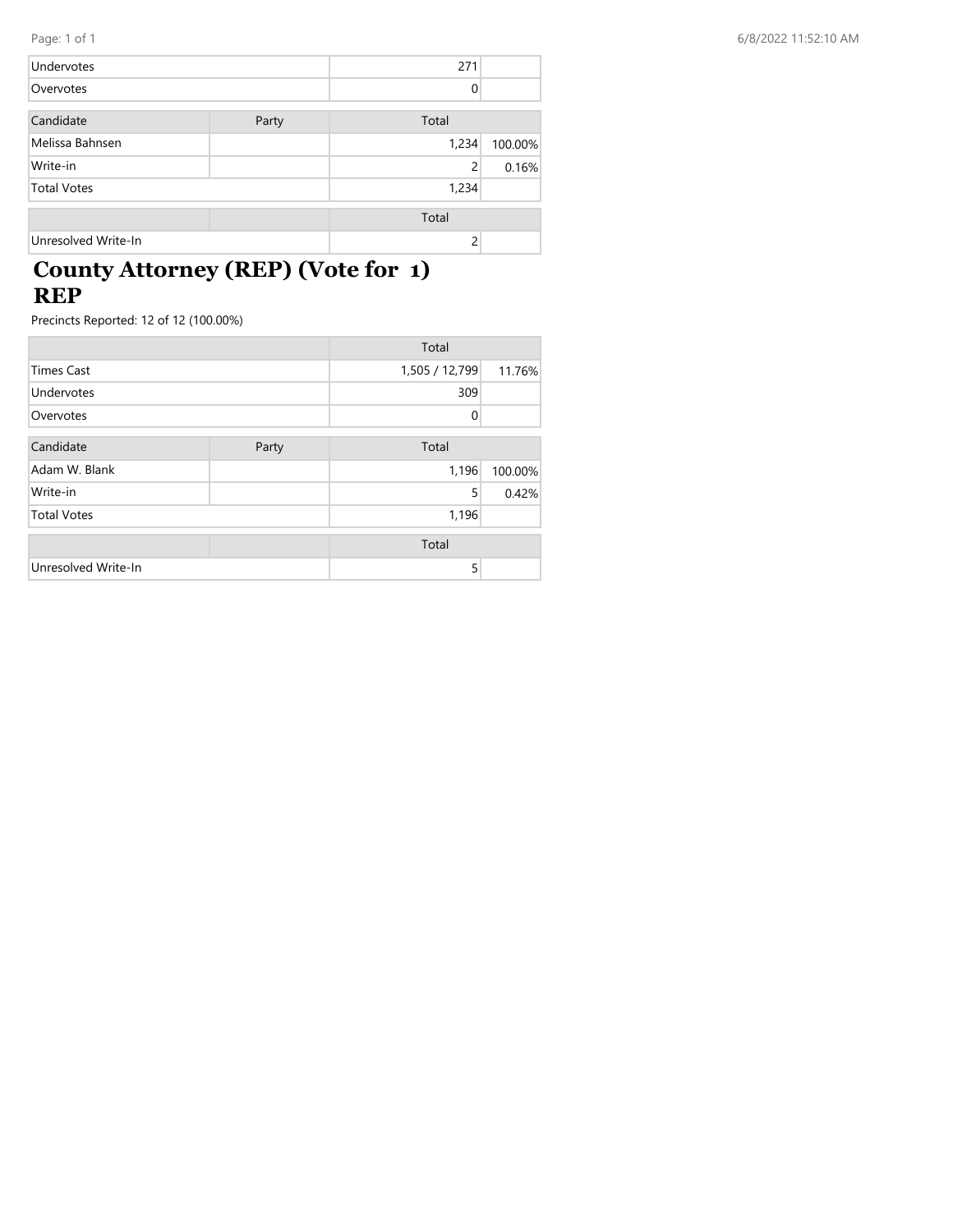| | | | |
|---|---|---|---|
| Undervotes | | 271 | |
| Overvotes | | 0 | |

| Candidate | Party | Total | |
|---|---|---|---|
| Melissa Bahnsen | | 1,234 | 100.00% |
| Write-in | | 2 | 0.16% |
| Total Votes | | 1,234 | |

| | | Total | |
|---|---|---|---|
| Unresolved Write-In | | 2 | |

## County Attorney (REP) (Vote for 1) REP

Precincts Reported: 12 of 12 (100.00%)

| | | Total | |
|---|---|---|---|
| Times Cast | | 1,505 / 12,799 | 11.76% |
| Undervotes | | 309 | |
| Overvotes | | 0 | |

| Candidate | Party | Total | |
|---|---|---|---|
| Adam W. Blank | | 1,196 | 100.00% |
| Write-in | | 5 | 0.42% |
| Total Votes | | 1,196 | |

| | | Total | |
|---|---|---|---|
| Unresolved Write-In | | 5 | |